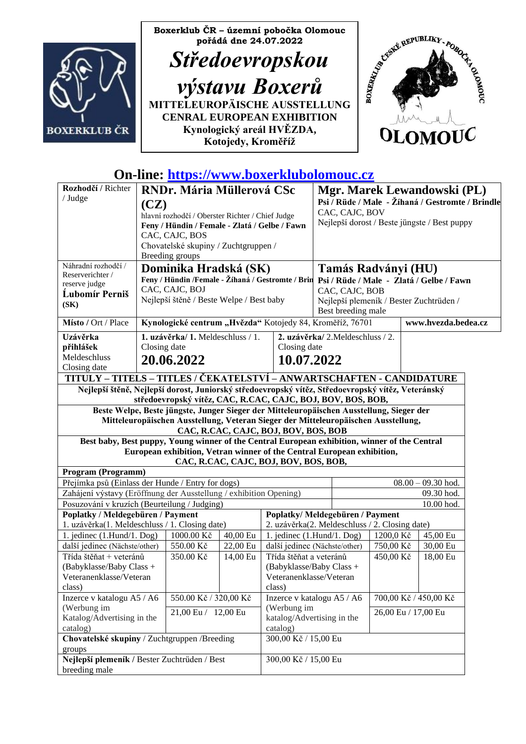**Boxerklub ČR – územní pobočka Olomouc pořádá dne 24.07.2022**

# *Středoevropskou výstavu Boxerů*

**MITTELEUROPÄISCHE AUSSTELLUNG**
**CENRAL EUROPEAN EXHIBITION**
**Kynologický areál HVĚZDA, Kotojedy, Kroměříž**

## On-line: [https://www.boxerklubolomouc.cz](https://www.boxerklubolomouc.cz)

| | | |
|---|---|---|
| **Rozhodčí** / Richter / Judge | **RNDr. Mária Müllerová CSc (CZ)** hlavní rozhodčí / Oberster Richter / Chief Judge **Feny / Hündin / Female - Zlatá / Gelbe / Fawn** CAC, CAJC, BOS Chovatelské skupiny / Zuchtgruppen / Breeding groups | **Mgr. Marek Lewandowski (PL)** **Psi / Rüde / Male - Žíhaná / Gestromte / Brindle** CAC, CAJC, BOV Nejlepší dorost / Beste jüngste / Best puppy |
| Náhradní rozhodčí / Reserverichter / reserve judge **Ľubomír Perniš (SK)** | **Dominika Hradská (SK)** **Feny / Hündin /Female - Žíhaná / Gestromte / Brin** CAC, CAJC, BOJ Nejlepší štěně / Beste Welpe / Best baby | **Tamás Radványi (HU)** **Psi / Rüde / Male - Zlatá / Gelbe / Fawn** CAC, CAJC, BOB Nejlepší plemeník / Bester Zuchtrüden / Best breeding male |
| **Místo** / Ort / Place | **Kynologické centrum „Hvězda“** Kotojedy 84, Kroměříž, 76701 | **www.hvezda.bedea.cz** |
| **Uzávěrka přihlášek** Meldeschluss Closing date | **1. uzávěrka/ 1.** Meldeschluss / 1. Closing date **20.06.2022** | **2. uzávěrka/** 2.Meldeschluss / 2. Closing date **10.07.2022** |

**TITULY – TITELS – TITLES / ČEKATELSTVÍ – ANWARTSCHAFTEN - CANDIDATURE**

**Nejlepší štěně, Nejlepší dorost, Juniorský středoevropský vítěz, Středoevropský vítěz, Veteránský středoevropský vítěz, CAC, R.CAC, CAJC, BOJ, BOV, BOS, BOB,**

**Beste Welpe, Beste jüngste, Junger Sieger der Mitteleuropäischen Ausstellung, Sieger der Mitteleuropäischen Ausstellung, Veteran Sieger der Mitteleuropäischen Ausstellung, CAC, R.CAC, CAJC, BOJ, BOV, BOS, BOB**

**Best baby, Best puppy, Young winner of the Central European exhibition, winner of the Central European exhibition, Vetran winner of the Central European exhibition, CAC, R.CAC, CAJC, BOJ, BOV, BOS, BOB,**

**Program (Programm)**

| | |
|---|---|
| Přejímka psů (Einlass der Hunde / Entry for dogs) | 08.00 – 09.30 hod. |
| Zahájení výstavy (Eröffnung der Ausstellung / exhibition Opening) | 09.30 hod. |
| Posuzování v kruzích (Beurteilung / Judging) | 10.00 hod. |

| **Poplatky / Meldegebüren / Payment** 1. uzávěrka(1. Meldeschluss / 1. Closing date) | | | **Poplatky/ Meldegebüren / Payment** 2. uzávěrka(2. Meldeschluss / 2. Closing date) | | |
|---|---|---|---|---|---|
| 1. jedinec (1.Hund/1. Dog) | 1000.00 Kč | 40,00 Eu | 1. jedinec (1.Hund/1. Dog) | 1200,0 Kč | 45,00 Eu |
| další jedinec (Nächste/other) | 550.00 Kč | 22,00 Eu | další jedinec (Nächste/other) | 750,00 Kč | 30,00 Eu |
| Třída štěňat + veteránů (Babyklasse/Baby Class + Veteranenklasse/Veteran class) | 350.00 Kč | 14,00 Eu | Třída štěňat a veteránů (Babyklasse/Baby Class + Veteranenklasse/Veteran class) | 450,00 Kč | 18,00 Eu |
| Inzerce v katalogu A5 / A6 (Werbung im Katalog/Advertising in the catalog) | 550.00 Kč / 320,00 Kč 21,00 Eu / 12,00 Eu | | Inzerce v katalogu A5 / A6 (Werbung im katalog/Advertising in the catalog) | 700,00 Kč / 450,00 Kč 26,00 Eu / 17,00 Eu | |
| **Chovatelské skupiny** / Zuchtgruppen /Breeding groups | | | 300,00 Kč / 15,00 Eu | | |
| **Nejlepší plemeník** / Bester Zuchtrüden / Best breeding male | | | 300,00 Kč / 15,00 Eu | | |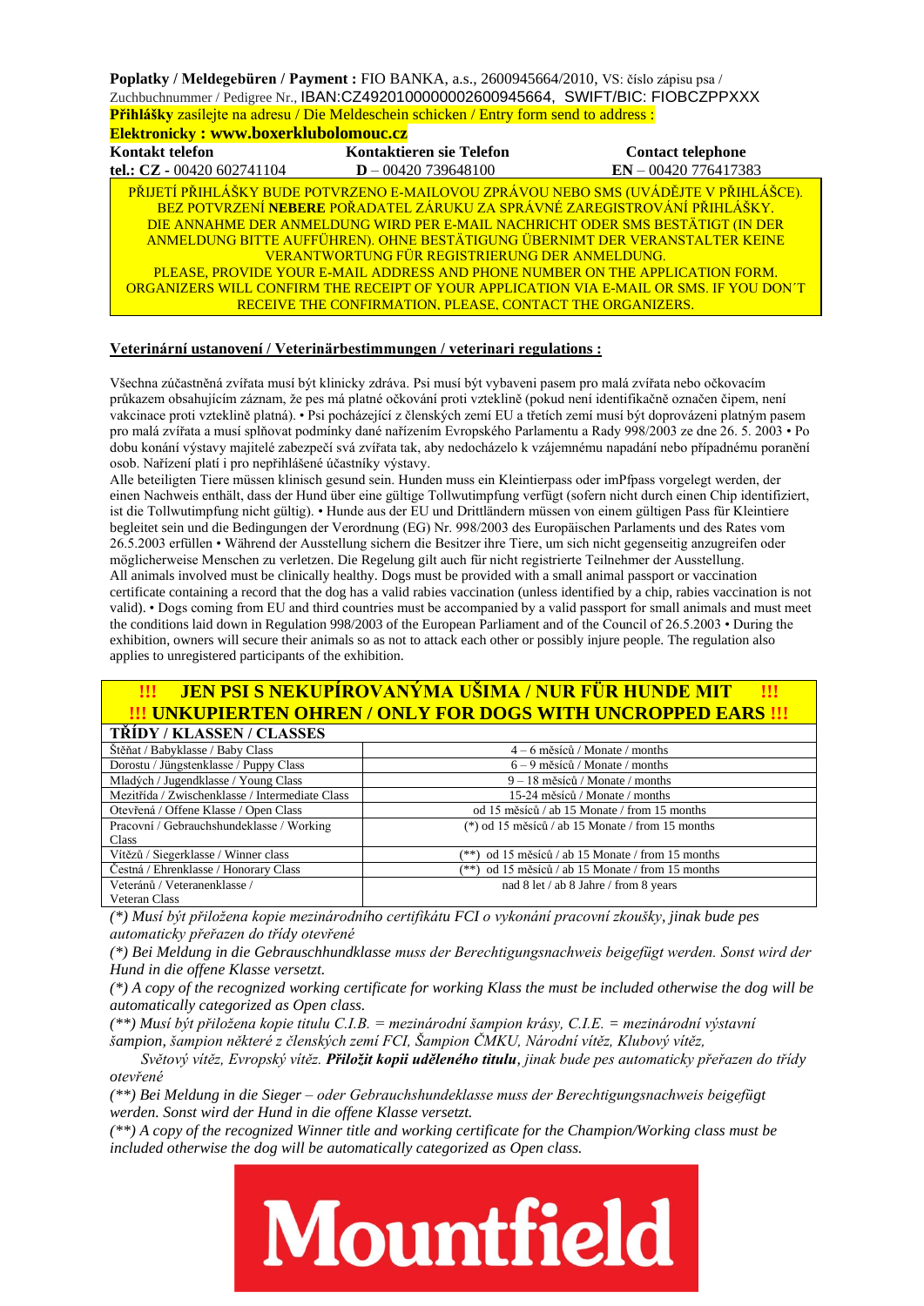**Poplatky / Meldegebüren / Payment :** FIO BANKA, a.s., 2600945664/2010, VS: číslo zápisu psa / Zuchbuchnummer / Pedigree Nr., IBAN:CZ4920100000002600945664, SWIFT/BIC: FIOBCZPPXXX

**Přihlášky** zasílejte na adresu / Die Meldeschein schicken / Entry form send to address :

**Elektronicky : www.boxerklubolomouc.cz**

| **Kontakt telefon** | **Kontaktieren sie Telefon** | **Contact telephone** |
|---|---|---|
| **tel.: CZ** - 00420 602741104 | **D** – 00420 739648100 | **EN** – 00420 776417383 |

PŘIJETÍ PŘIHLÁŠKY BUDE POTVRZENO E-MAILOVOU ZPRÁVOU NEBO SMS (UVÁDĚJTE V PŘIHLÁŠCE). BEZ POTVRZENÍ **NEBERE** POŘADATEL ZÁRUKU ZA SPRÁVNÉ ZAREGISTROVÁNÍ PŘIHLÁŠKY.
DIE ANNAHME DER ANMELDUNG WIRD PER E-MAIL NACHRICHT ODER SMS BESTÄTIGT (IN DER ANMELDUNG BITTE AUFFÜHREN). OHNE BESTÄTIGUNG ÜBERNIMT DER VERANSTALTER KEINE VERANTWORTUNG FÜR REGISTRIERUNG DER ANMELDUNG.
PLEASE, PROVIDE YOUR E-MAIL ADDRESS AND PHONE NUMBER ON THE APPLICATION FORM. ORGANIZERS WILL CONFIRM THE RECEIPT OF YOUR APPLICATION VIA E-MAIL OR SMS. IF YOU DON´T RECEIVE THE CONFIRMATION, PLEASE, CONTACT THE ORGANIZERS.

**Veterinární ustanovení / Veterinärbestimmungen / veterinari regulations :**

Všechna zúčastněná zvířata musí být klinicky zdráva. Psi musí být vybaveni pasem pro malá zvířata nebo očkovacím průkazem obsahujícím záznam, že pes má platné očkování proti vzteklině (pokud není identifikačně označen čipem, není vakcinace proti vzteklině platná). • Psi pocházející z členských zemí EU a třetích zemí musí být doprovázeni platným pasem pro malá zvířata a musí splňovat podmínky dané nařízením Evropského Parlamentu a Rady 998/2003 ze dne 26. 5. 2003 • Po dobu konání výstavy majitelé zabezpečí svá zvířata tak, aby nedocházelo k vzájemnému napadání nebo případnému poranění osob. Nařízení platí i pro nepřihlášené účastníky výstavy.
Alle beteiligten Tiere müssen klinisch gesund sein. Hunden muss ein Kleintierpass oder imPfpass vorgelegt werden, der einen Nachweis enthält, dass der Hund über eine gültige Tollwutimpfung verfügt (sofern nicht durch einen Chip identifiziert, ist die Tollwutimpfung nicht gültig). • Hunde aus der EU und Drittländern müssen von einem gültigen Pass für Kleintiere begleitet sein und die Bedingungen der Verordnung (EG) Nr. 998/2003 des Europäischen Parlaments und des Rates vom 26.5.2003 erfüllen • Während der Ausstellung sichern die Besitzer ihre Tiere, um sich nicht gegenseitig anzugreifen oder möglicherweise Menschen zu verletzen. Die Regelung gilt auch für nicht registrierte Teilnehmer der Ausstellung.
All animals involved must be clinically healthy. Dogs must be provided with a small animal passport or vaccination certificate containing a record that the dog has a valid rabies vaccination (unless identified by a chip, rabies vaccination is not valid). • Dogs coming from EU and third countries must be accompanied by a valid passport for small animals and must meet the conditions laid down in Regulation 998/2003 of the European Parliament and of the Council of 26.5.2003 • During the exhibition, owners will secure their animals so as not to attack each other or possibly injure people. The regulation also applies to unregistered participants of the exhibition.

**!!! JEN PSI S NEKUPÍROVANÝMA UŠIMA / NUR FÜR HUNDE MIT !!!**
**!!! UNKUPIERTEN OHREN / ONLY FOR DOGS WITH UNCROPPED EARS !!!**

| **TŘÍDY / KLASSEN / CLASSES** | |
|---|---|
| Štěňat / Babyklasse / Baby Class | 4 – 6 měsíců / Monate / months |
| Dorostu / Jüngstenklasse / Puppy Class | 6 – 9 měsíců / Monate / months |
| Mladých / Jugendklasse / Young Class | 9 – 18 měsíců / Monate / months |
| Mezitřída / Zwischenklasse / Intermediate Class | 15-24 měsíců / Monate / months |
| Otevřená / Offene Klasse / Open Class | od 15 měsíců / ab 15 Monate / from 15 months |
| Pracovní / Gebrauchshundeklasse / Working Class | (*) od 15 měsíců / ab 15 Monate / from 15 months |
| Vítězů / Siegerklasse / Winner class | (**) od 15 měsíců / ab 15 Monate / from 15 months |
| Čestná / Ehrenklasse / Honorary Class | (**) od 15 měsíců / ab 15 Monate / from 15 months |
| Veteránů / Veteranenklasse / Veteran Class | nad 8 let / ab 8 Jahre / from 8 years |

*(*) Musí být přiložena kopie mezinárodního certifikátu FCI o vykonání pracovní zkoušky, jinak bude pes automaticky přeřazen do třídy otevřené*

*(*) Bei Meldung in die Gebrauschhundklasse muss der Berechtigungsnachweis beigefügt werden. Sonst wird der Hund in die offene Klasse versetzt.*

*(*) A copy of the recognized working certificate for working Klass the must be included otherwise the dog will be automatically categorized as Open class.*

*(**) Musí být přiložena kopie titulu C.I.B. = mezinárodní šampion krásy, C.I.E. = mezinárodní výstavní šampion, šampion některé z členských zemí FCI, Šampion ČMKU, Národní vítěz, Klubový vítěz, Světový vítěz, Evropský vítěz. **Přiložit kopii uděleného titulu**, jinak bude pes automaticky přeřazen do třídy otevřené*

*(**) Bei Meldung in die Sieger – oder Gebrauchshundeklasse muss der Berechtigungsnachweis beigefügt werden. Sonst wird der Hund in die offene Klasse versetzt.*

*(**) A copy of the recognized Winner title and working certificate for the Champion/Working class must be included otherwise the dog will be automatically categorized as Open class.*

Mountfield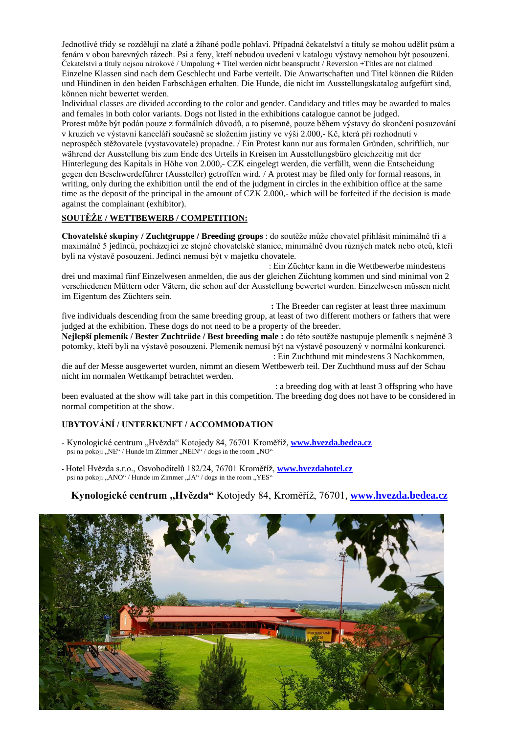Jednotlivé třídy se rozdělují na zlaté a žíhané podle pohlaví. Případná čekatelství a tituly se mohou udělit psům a fenám v obou barevných rázech. Psi a feny, kteří nebudou uvedeni v katalogu výstavy nemohou být posouzeni.
Čekatelství a tituly nejsou nárokové / Umpolung + Titel werden nicht beansprucht / Reversion +Titles are not claimed
Einzelne Klassen sind nach dem Geschlecht und Farbe verteilt. Die Anwartschaften und Titel können die Rüden und Hündinen in den beiden Farbschägen erhalten. Die Hunde, die nicht im Ausstellungskatalog aufgefürt sind, können nicht bewertet werden.
Individual classes are divided according to the color and gender. Candidacy and titles may be awarded to males and females in both color variants. Dogs not listed in the exhibitions catalogue cannot be judged.
Protest může být podán pouze z formálních důvodů, a to písemně, pouze během výstavy do skončení posuzování v kruzích ve výstavní kanceláři současně se složením jistiny ve výši 2.000,- Kč, která při rozhodnutí v neprospěch stěžovatele (vystavovatele) propadne. / Ein Protest kann nur aus formalen Gründen, schriftlich, nur während der Ausstellung bis zum Ende des Urteils in Kreisen im Ausstellungsbüro gleichzeitig mit der Hinterlegung des Kapitals in Höhe von 2.000,- CZK eingelegt werden, die verfällt, wenn die Entscheidung gegen den Beschwerdeführer (Aussteller) getroffen wird. / A protest may be filed only for formal reasons, in writing, only during the exhibition until the end of the judgment in circles in the exhibition office at the same time as the deposit of the principal in the amount of CZK 2.000,- which will be forfeited if the decision is made against the complainant (exhibitor).

## SOUTĚŽE / WETTBEWERB / COMPETITION:

**Chovatelské skupiny / Zuchtgruppe / Breeding groups** : do soutěže může chovatel přihlásit minimálně tři a maximálně 5 jedinců, pocházející ze stejné chovatelské stanice, minimálně dvou různých matek nebo otců, kteří byli na výstavě posouzeni. Jedinci nemusí být v majetku chovatele.
: Ein Züchter kann in die Wettbewerbe mindestens drei und maximal fünf Einzelwesen anmelden, die aus der gleichen Züchtung kommen und sind minimal von 2 verschiedenen Müttern oder Vätern, die schon auf der Ausstellung bewertet wurden. Einzelwesen müssen nicht im Eigentum des Züchters sein.
**:** The Breeder can register at least three maximum five individuals descending from the same breeding group, at least of two different mothers or fathers that were judged at the exhibition. These dogs do not need to be a property of the breeder.
**Nejlepší plemeník / Bester Zuchtrüde / Best breeding male :** do této soutěže nastupuje plemeník s nejméně 3 potomky, kteří byli na výstavě posouzeni. Plemeník nemusí být na výstavě posouzený v normální konkurenci.
: Ein Zuchthund mit mindestens 3 Nachkommen, die auf der Messe ausgewertet wurden, nimmt an diesem Wettbewerb teil. Der Zuchthund muss auf der Schau nicht im normalen Wettkampf betrachtet werden.
: a breeding dog with at least 3 offspring who have been evaluated at the show will take part in this competition. The breeding dog does not have to be considered in normal competition at the show.

## UBYTOVÁNÍ / UNTERKUNFT / ACCOMMODATION

- Kynologické centrum „Hvězda" Kotojedy 84, 76701 Kroměříž, **www.hvezda.bedea.cz**
  psi na pokoji „NE" / Hunde im Zimmer „NEIN" / dogs in the room „NO"

- Hotel Hvězda s.r.o., Osvoboditelů 182/24, 76701 Kroměříž, **www.hvezdahotel.cz**
  psi na pokoji „ANO" / Hunde im Zimmer „JA" / dogs in the room „YES"

**Kynologické centrum „Hvězda"** Kotojedy 84, Kroměříž, 76701, **www.hvezda.bedea.cz**